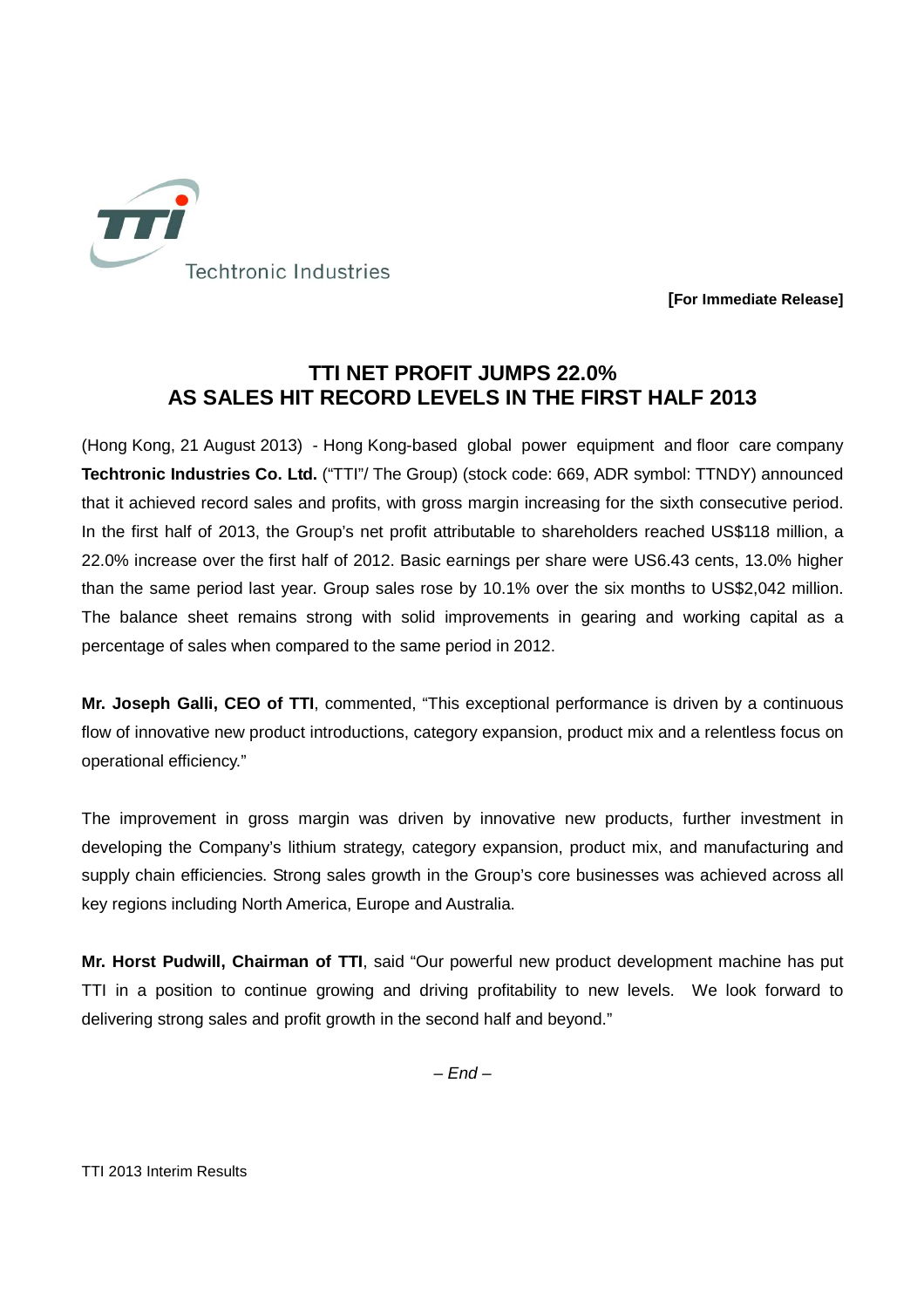Techtronic Industries

**[For Immediate Release]**

# TTI NET PROFIT JUMPS 22.0% AS SALES HIT RECORD LEVELS IN THE FIRST HALF 2013

(Hong Kong, 21 August 2013) - Hong Kong-based global power equipment and floor care company **Techtronic Industries Co. Ltd.** ("TTI"/ The Group) (stock code: 669, ADR symbol: TTNDY) announced that it achieved record sales and profits, with gross margin increasing for the sixth consecutive period. In the first half of 2013, the Group's net profit attributable to shareholders reached US$118 million, a 22.0% increase over the first half of 2012. Basic earnings per share were US6.43 cents, 13.0% higher than the same period last year. Group sales rose by 10.1% over the six months to US$2,042 million. The balance sheet remains strong with solid improvements in gearing and working capital as a percentage of sales when compared to the same period in 2012.

**Mr. Joseph Galli, CEO of TTI**, commented, "This exceptional performance is driven by a continuous flow of innovative new product introductions, category expansion, product mix and a relentless focus on operational efficiency."

The improvement in gross margin was driven by innovative new products, further investment in developing the Company's lithium strategy, category expansion, product mix, and manufacturing and supply chain efficiencies. Strong sales growth in the Group's core businesses was achieved across all key regions including North America, Europe and Australia.

**Mr. Horst Pudwill, Chairman of TTI**, said "Our powerful new product development machine has put TTI in a position to continue growing and driving profitability to new levels. We look forward to delivering strong sales and profit growth in the second half and beyond."

*– End –*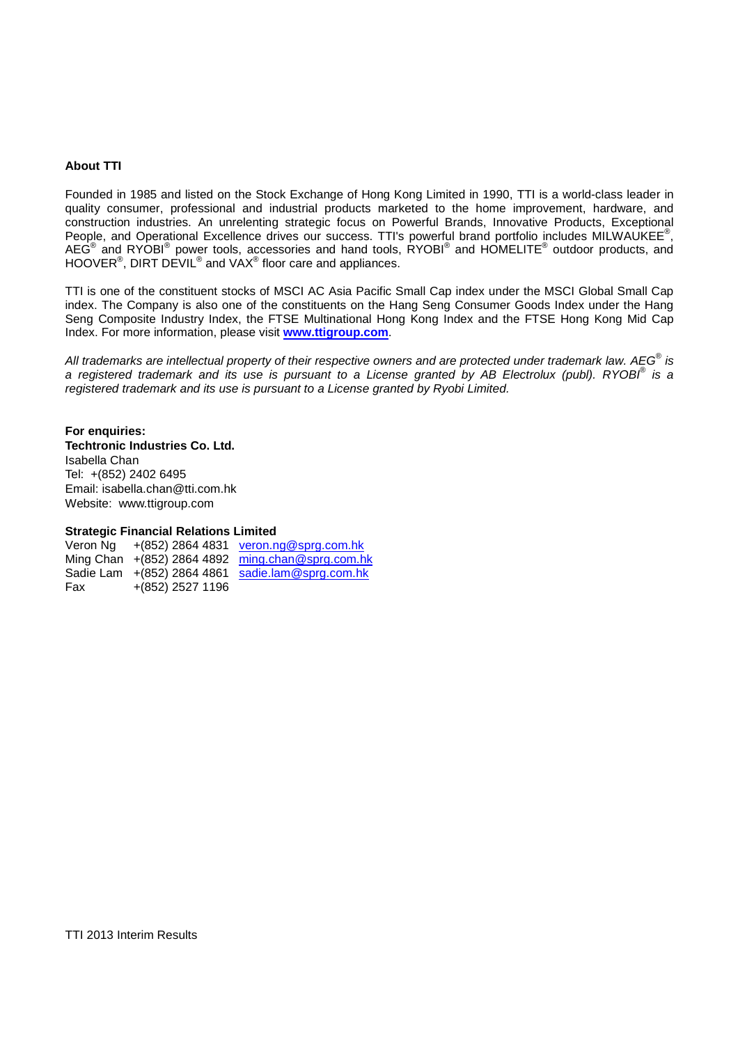**About TTI**

Founded in 1985 and listed on the Stock Exchange of Hong Kong Limited in 1990, TTI is a world-class leader in quality consumer, professional and industrial products marketed to the home improvement, hardware, and construction industries. An unrelenting strategic focus on Powerful Brands, Innovative Products, Exceptional People, and Operational Excellence drives our success. TTI's powerful brand portfolio includes MILWAUKEE®, AEG® and RYOBI® power tools, accessories and hand tools, RYOBI® and HOMELITE® outdoor products, and HOOVER®, DIRT DEVIL® and VAX® floor care and appliances.

TTI is one of the constituent stocks of MSCI AC Asia Pacific Small Cap index under the MSCI Global Small Cap index. The Company is also one of the constituents on the Hang Seng Consumer Goods Index under the Hang Seng Composite Industry Index, the FTSE Multinational Hong Kong Index and the FTSE Hong Kong Mid Cap Index. For more information, please visit **www.ttigroup.com**.

*All trademarks are intellectual property of their respective owners and are protected under trademark law. AEG® is a registered trademark and its use is pursuant to a License granted by AB Electrolux (publ). RYOBI® is a registered trademark and its use is pursuant to a License granted by Ryobi Limited.*

**For enquiries:**
**Techtronic Industries Co. Ltd.**
Isabella Chan
Tel: +(852) 2402 6495
Email: isabella.chan@tti.com.hk
Website: www.ttigroup.com

**Strategic Financial Relations Limited**

| | | |
|---|---|---|
| Veron Ng | +(852) 2864 4831 | veron.ng@sprg.com.hk |
| Ming Chan | +(852) 2864 4892 | ming.chan@sprg.com.hk |
| Sadie Lam | +(852) 2864 4861 | sadie.lam@sprg.com.hk |
| Fax | +(852) 2527 1196 | |

TTI 2013 Interim Results